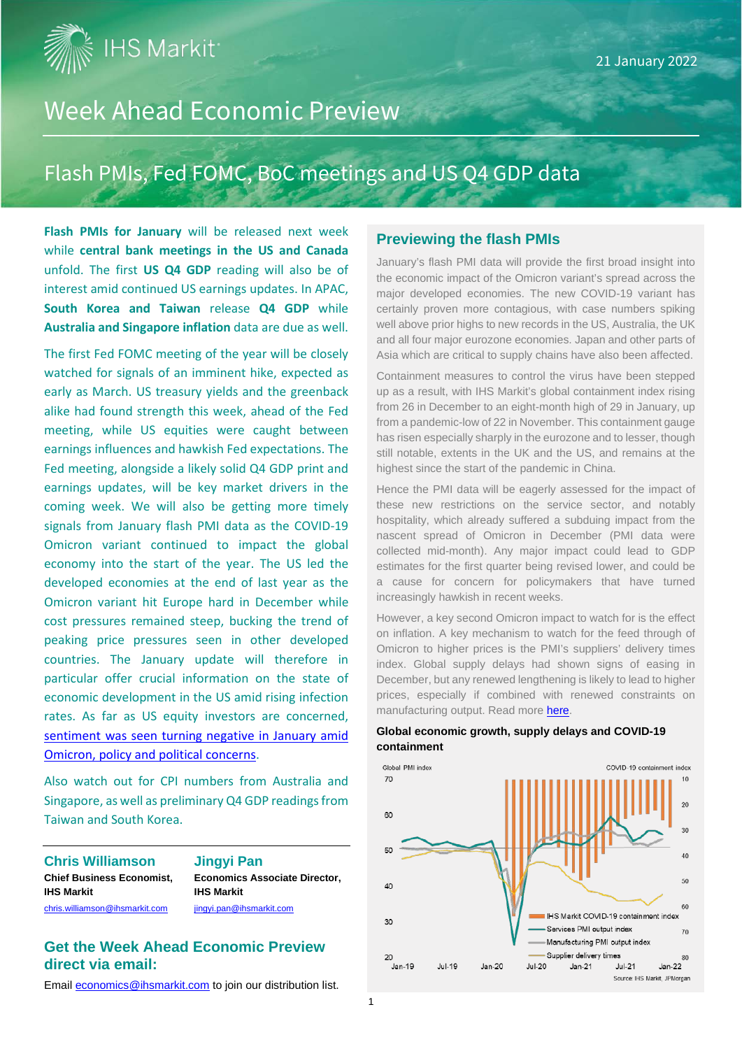IHS Markit

21 January 2022

# Week Ahead Economic Preview

## Flash PMIs, Fed FOMC, BoC meetings and US Q4 GDP data

**Flash PMIs for January** will be released next week while **central bank meetings in the US and Canada** unfold. The first **US Q4 GDP** reading will also be of interest amid continued US earnings updates. In APAC, **South Korea and Taiwan** release **Q4 GDP** while **Australia and Singapore inflation** data are due as well.

The first Fed FOMC meeting of the year will be closely watched for signals of an imminent hike, expected as early as March. US treasury yields and the greenback alike had found strength this week, ahead of the Fed meeting, while US equities were caught between earnings influences and hawkish Fed expectations. The Fed meeting, alongside a likely solid Q4 GDP print and earnings updates, will be key market drivers in the coming week. We will also be getting more timely signals from January flash PMI data as the COVID-19 Omicron variant continued to impact the global economy into the start of the year. The US led the developed economies at the end of last year as the Omicron variant hit Europe hard in December while cost pressures remained steep, bucking the trend of peaking price pressures seen in other developed countries. The January update will therefore in particular offer crucial information on the state of economic development in the US amid rising infection rates. As far as US equity investors are concerned, [sentiment was seen turning negative in January amid Omicron, policy and political concerns](#).

Also watch out for CPI numbers from Australia and Singapore, as well as preliminary Q4 GDP readings from Taiwan and South Korea.

**Chris Williamson**
**Chief Business Economist, IHS Markit**
chris.williamson@ihsmarkit.com

**Jingyi Pan**
**Economics Associate Director, IHS Markit**
jingyi.pan@ihsmarkit.com

### Get the Week Ahead Economic Preview direct via email:

Email economics@ihsmarkit.com to join our distribution list.

## Previewing the flash PMIs

January's flash PMI data will provide the first broad insight into the economic impact of the Omicron variant's spread across the major developed economies. The new COVID-19 variant has certainly proven more contagious, with case numbers spiking well above prior highs to new records in the US, Australia, the UK and all four major eurozone economies. Japan and other parts of Asia which are critical to supply chains have also been affected.

Containment measures to control the virus have been stepped up as a result, with IHS Markit's global containment index rising from 26 in December to an eight-month high of 29 in January, up from a pandemic-low of 22 in November. This containment gauge has risen especially sharply in the eurozone and to lesser, though still notable, extents in the UK and the US, and remains at the highest since the start of the pandemic in China.

Hence the PMI data will be eagerly assessed for the impact of these new restrictions on the service sector, and notably hospitality, which already suffered a subduing impact from the nascent spread of Omicron in December (PMI data were collected mid-month). Any major impact could lead to GDP estimates for the first quarter being revised lower, and could be a cause for concern for policymakers that have turned increasingly hawkish in recent weeks.

However, a key second Omicron impact to watch for is the effect on inflation. A key mechanism to watch for the feed through of Omicron to higher prices is the PMI's suppliers' delivery times index. Global supply delays had shown signs of easing in December, but any renewed lengthening is likely to lead to higher prices, especially if combined with renewed constraints on manufacturing output. Read more [here](#).

**Global economic growth, supply delays and COVID-19 containment**

Source: IHS Markit, JPMorgan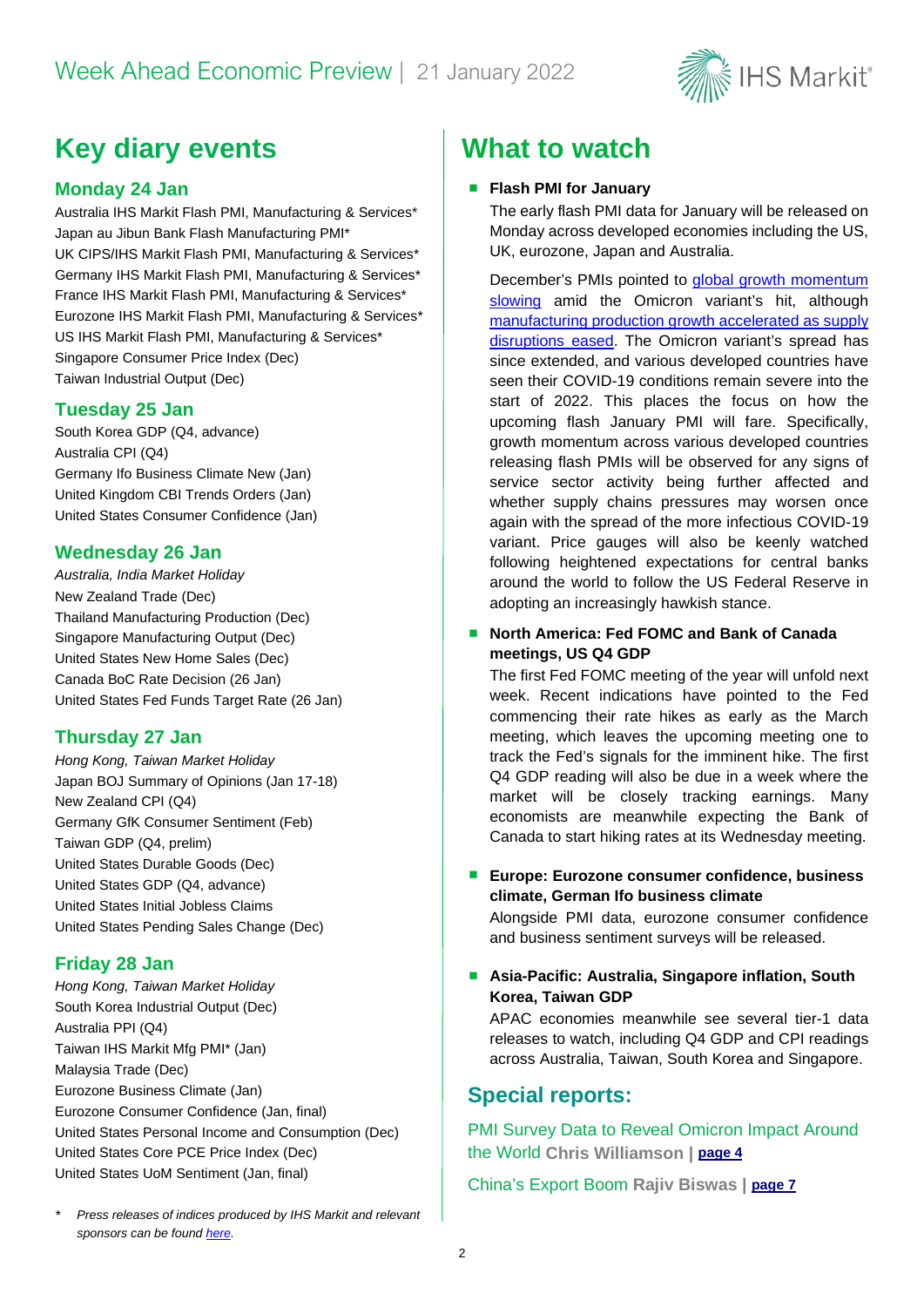# Key diary events

## Monday 24 Jan

Australia IHS Markit Flash PMI, Manufacturing & Services*
Japan au Jibun Bank Flash Manufacturing PMI*
UK CIPS/IHS Markit Flash PMI, Manufacturing & Services*
Germany IHS Markit Flash PMI, Manufacturing & Services*
France IHS Markit Flash PMI, Manufacturing & Services*
Eurozone IHS Markit Flash PMI, Manufacturing & Services*
US IHS Markit Flash PMI, Manufacturing & Services*
Singapore Consumer Price Index (Dec)
Taiwan Industrial Output (Dec)

## Tuesday 25 Jan

South Korea GDP (Q4, advance)
Australia CPI (Q4)
Germany Ifo Business Climate New (Jan)
United Kingdom CBI Trends Orders (Jan)
United States Consumer Confidence (Jan)

## Wednesday 26 Jan

*Australia, India Market Holiday*
New Zealand Trade (Dec)
Thailand Manufacturing Production (Dec)
Singapore Manufacturing Output (Dec)
United States New Home Sales (Dec)
Canada BoC Rate Decision (26 Jan)
United States Fed Funds Target Rate (26 Jan)

## Thursday 27 Jan

*Hong Kong, Taiwan Market Holiday*
Japan BOJ Summary of Opinions (Jan 17-18)
New Zealand CPI (Q4)
Germany GfK Consumer Sentiment (Feb)
Taiwan GDP (Q4, prelim)
United States Durable Goods (Dec)
United States GDP (Q4, advance)
United States Initial Jobless Claims
United States Pending Sales Change (Dec)

## Friday 28 Jan

*Hong Kong, Taiwan Market Holiday*
South Korea Industrial Output (Dec)
Australia PPI (Q4)
Taiwan IHS Markit Mfg PMI* (Jan)
Malaysia Trade (Dec)
Eurozone Business Climate (Jan)
Eurozone Consumer Confidence (Jan, final)
United States Personal Income and Consumption (Dec)
United States Core PCE Price Index (Dec)
United States UoM Sentiment (Jan, final)

\* *Press releases of indices produced by IHS Markit and relevant sponsors can be found [here](#).*

# What to watch

- **Flash PMI for January**

  The early flash PMI data for January will be released on Monday across developed economies including the US, UK, eurozone, Japan and Australia.

  December's PMIs pointed to [global growth momentum slowing](#) amid the Omicron variant's hit, although [manufacturing production growth accelerated as supply disruptions eased](#). The Omicron variant's spread has since extended, and various developed countries have seen their COVID-19 conditions remain severe into the start of 2022. This places the focus on how the upcoming flash January PMI will fare. Specifically, growth momentum across various developed countries releasing flash PMIs will be observed for any signs of service sector activity being further affected and whether supply chains pressures may worsen once again with the spread of the more infectious COVID-19 variant. Price gauges will also be keenly watched following heightened expectations for central banks around the world to follow the US Federal Reserve in adopting an increasingly hawkish stance.

- **North America: Fed FOMC and Bank of Canada meetings, US Q4 GDP**

  The first Fed FOMC meeting of the year will unfold next week. Recent indications have pointed to the Fed commencing their rate hikes as early as the March meeting, which leaves the upcoming meeting one to track the Fed's signals for the imminent hike. The first Q4 GDP reading will also be due in a week where the market will be closely tracking earnings. Many economists are meanwhile expecting the Bank of Canada to start hiking rates at its Wednesday meeting.

- **Europe: Eurozone consumer confidence, business climate, German Ifo business climate**

  Alongside PMI data, eurozone consumer confidence and business sentiment surveys will be released.

- **Asia-Pacific: Australia, Singapore inflation, South Korea, Taiwan GDP**

  APAC economies meanwhile see several tier-1 data releases to watch, including Q4 GDP and CPI readings across Australia, Taiwan, South Korea and Singapore.

## Special reports:

PMI Survey Data to Reveal Omicron Impact Around the World **Chris Williamson** | **[page 4](#)**

China's Export Boom **Rajiv Biswas** | **[page 7](#)**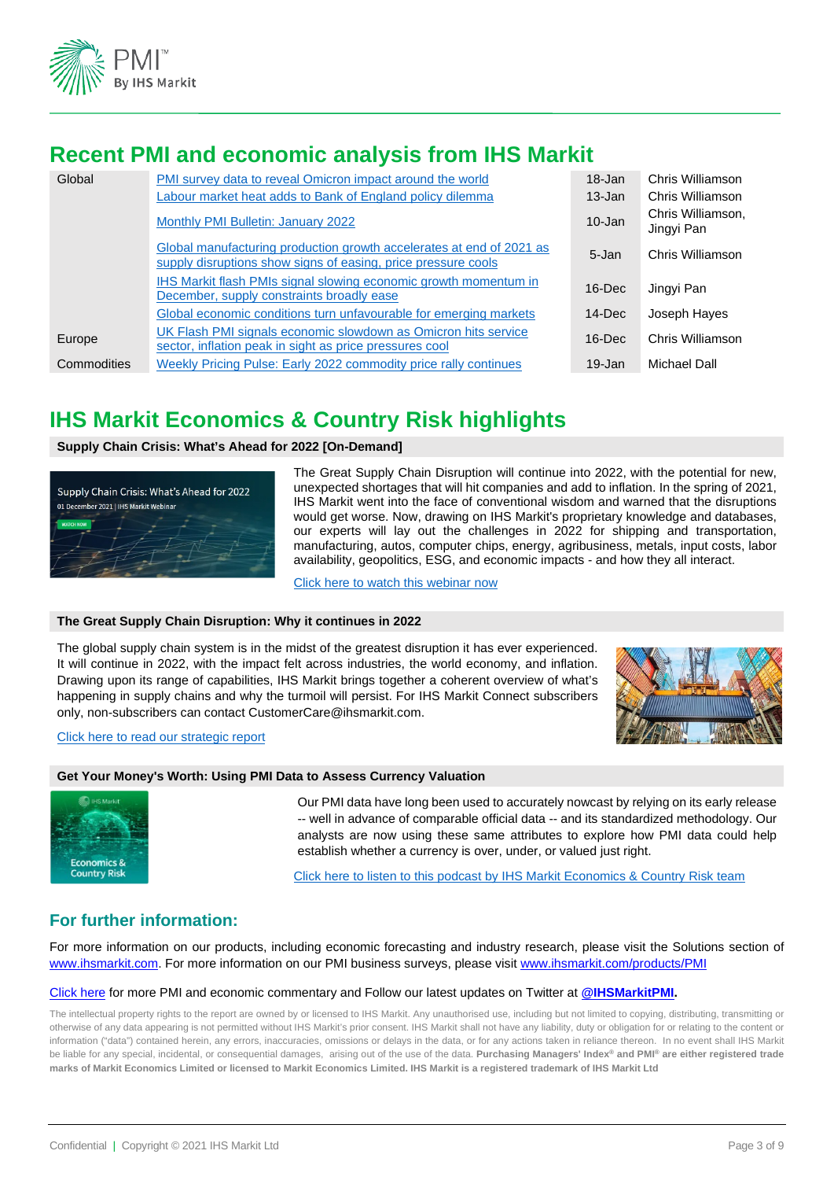## Recent PMI and economic analysis from IHS Markit

| | | | |
|---|---|---|---|
| Global | PMI survey data to reveal Omicron impact around the world | 18-Jan | Chris Williamson |
| | Labour market heat adds to Bank of England policy dilemma | 13-Jan | Chris Williamson |
| | Monthly PMI Bulletin: January 2022 | 10-Jan | Chris Williamson, Jingyi Pan |
| | Global manufacturing production growth accelerates at end of 2021 as supply disruptions show signs of easing, price pressure cools | 5-Jan | Chris Williamson |
| | IHS Markit flash PMIs signal slowing economic growth momentum in December, supply constraints broadly ease | 16-Dec | Jingyi Pan |
| | Global economic conditions turn unfavourable for emerging markets | 14-Dec | Joseph Hayes |
| Europe | UK Flash PMI signals economic slowdown as Omicron hits service sector, inflation peak in sight as price pressures cool | 16-Dec | Chris Williamson |
| Commodities | Weekly Pricing Pulse: Early 2022 commodity price rally continues | 19-Jan | Michael Dall |

## IHS Markit Economics & Country Risk highlights

**Supply Chain Crisis: What's Ahead for 2022 [On-Demand]**

Supply Chain Crisis: What's Ahead for 2022
01 December 2021 | IHS Markit Webinar
WATCH NOW

The Great Supply Chain Disruption will continue into 2022, with the potential for new, unexpected shortages that will hit companies and add to inflation. In the spring of 2021, IHS Markit went into the face of conventional wisdom and warned that the disruptions would get worse. Now, drawing on IHS Markit's proprietary knowledge and databases, our experts will lay out the challenges in 2022 for shipping and transportation, manufacturing, autos, computer chips, energy, agribusiness, metals, input costs, labor availability, geopolitics, ESG, and economic impacts - and how they all interact.

Click here to watch this webinar now

**The Great Supply Chain Disruption: Why it continues in 2022**

The global supply chain system is in the midst of the greatest disruption it has ever experienced. It will continue in 2022, with the impact felt across industries, the world economy, and inflation. Drawing upon its range of capabilities, IHS Markit brings together a coherent overview of what's happening in supply chains and why the turmoil will persist. For IHS Markit Connect subscribers only, non-subscribers can contact CustomerCare@ihsmarkit.com.

Click here to read our strategic report

**Get Your Money's Worth: Using PMI Data to Assess Currency Valuation**

IHS Markit
Economics & Country Risk

Our PMI data have long been used to accurately nowcast by relying on its early release -- well in advance of comparable official data -- and its standardized methodology. Our analysts are now using these same attributes to explore how PMI data could help establish whether a currency is over, under, or valued just right.

Click here to listen to this podcast by IHS Markit Economics & Country Risk team

## For further information:

For more information on our products, including economic forecasting and industry research, please visit the Solutions section of www.ihsmarkit.com. For more information on our PMI business surveys, please visit www.ihsmarkit.com/products/PMI

Click here for more PMI and economic commentary and Follow our latest updates on Twitter at **@IHSMarkitPMI.**

The intellectual property rights to the report are owned by or licensed to IHS Markit. Any unauthorised use, including but not limited to copying, distributing, transmitting or otherwise of any data appearing is not permitted without IHS Markit's prior consent. IHS Markit shall not have any liability, duty or obligation for or relating to the content or information ("data") contained herein, any errors, inaccuracies, omissions or delays in the data, or for any actions taken in reliance thereon. In no event shall IHS Markit be liable for any special, incidental, or consequential damages, arising out of the use of the data. **Purchasing Managers' Index® and PMI® are either registered trade marks of Markit Economics Limited or licensed to Markit Economics Limited. IHS Markit is a registered trademark of IHS Markit Ltd**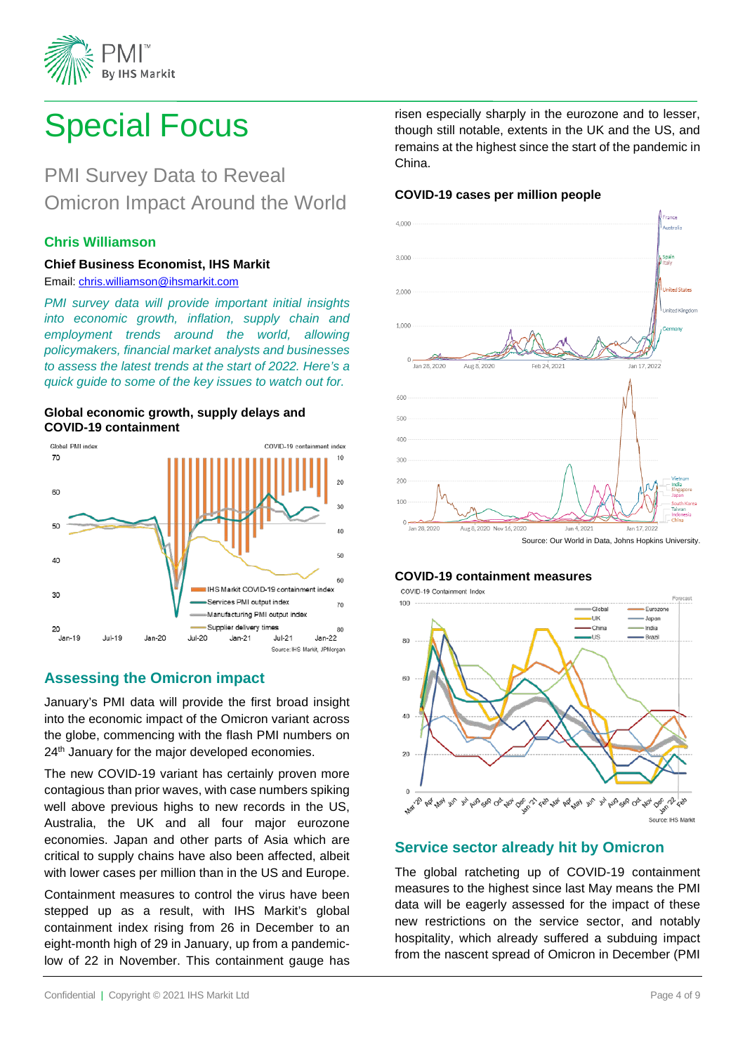# Special Focus

## PMI Survey Data to Reveal Omicron Impact Around the World

### Chris Williamson

**Chief Business Economist, IHS Markit**

Email: chris.williamson@ihsmarkit.com

*PMI survey data will provide important initial insights into economic growth, inflation, supply chain and employment trends around the world, allowing policymakers, financial market analysts and businesses to assess the latest trends at the start of 2022. Here's a quick guide to some of the key issues to watch out for.*

**Global economic growth, supply delays and COVID-19 containment**

Source: IHS Markit, JPMorgan

### Assessing the Omicron impact

January's PMI data will provide the first broad insight into the economic impact of the Omicron variant across the globe, commencing with the flash PMI numbers on 24th January for the major developed economies.

The new COVID-19 variant has certainly proven more contagious than prior waves, with case numbers spiking well above previous highs to new records in the US, Australia, the UK and all four major eurozone economies. Japan and other parts of Asia which are critical to supply chains have also been affected, albeit with lower cases per million than in the US and Europe.

Containment measures to control the virus have been stepped up as a result, with IHS Markit's global containment index rising from 26 in December to an eight-month high of 29 in January, up from a pandemic-low of 22 in November. This containment gauge has risen especially sharply in the eurozone and to lesser, though still notable, extents in the UK and the US, and remains at the highest since the start of the pandemic in China.

**COVID-19 cases per million people**

Source: Our World in Data, Johns Hopkins University.

**COVID-19 containment measures**

Source: IHS Markit

### Service sector already hit by Omicron

The global ratcheting up of COVID-19 containment measures to the highest since last May means the PMI data will be eagerly assessed for the impact of these new restrictions on the service sector, and notably hospitality, which already suffered a subduing impact from the nascent spread of Omicron in December (PMI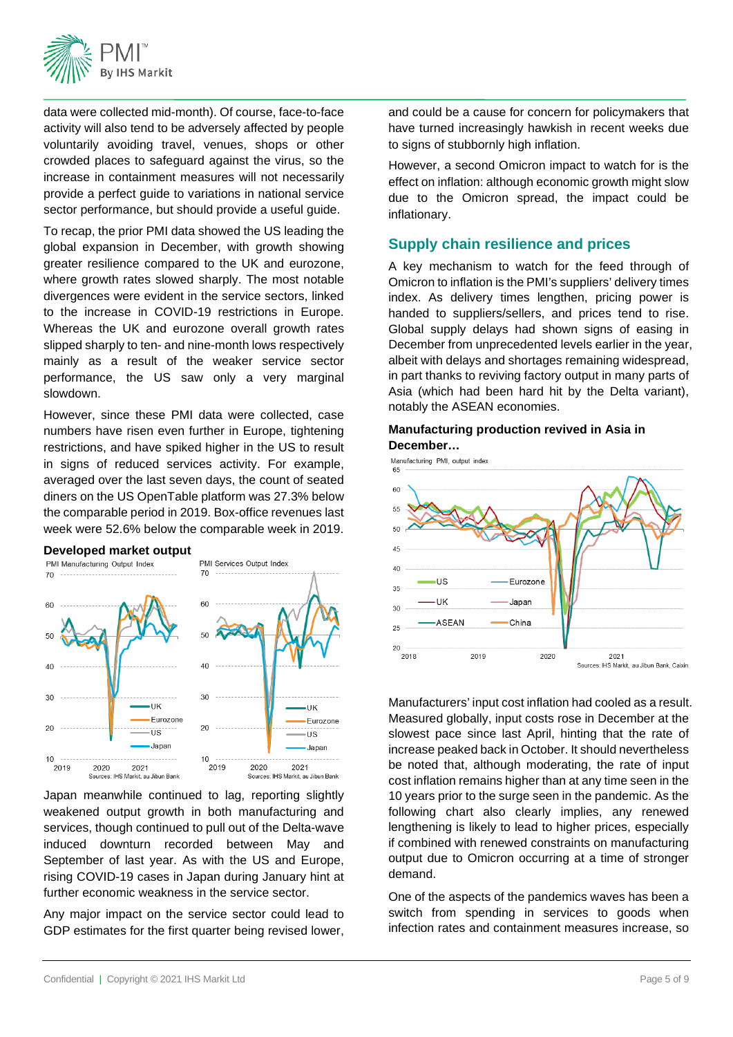data were collected mid-month). Of course, face-to-face activity will also tend to be adversely affected by people voluntarily avoiding travel, venues, shops or other crowded places to safeguard against the virus, so the increase in containment measures will not necessarily provide a perfect guide to variations in national service sector performance, but should provide a useful guide.

To recap, the prior PMI data showed the US leading the global expansion in December, with growth showing greater resilience compared to the UK and eurozone, where growth rates slowed sharply. The most notable divergences were evident in the service sectors, linked to the increase in COVID-19 restrictions in Europe. Whereas the UK and eurozone overall growth rates slipped sharply to ten- and nine-month lows respectively mainly as a result of the weaker service sector performance, the US saw only a very marginal slowdown.

However, since these PMI data were collected, case numbers have risen even further in Europe, tightening restrictions, and have spiked higher in the US to result in signs of reduced services activity. For example, averaged over the last seven days, the count of seated diners on the US OpenTable platform was 27.3% below the comparable period in 2019. Box-office revenues last week were 52.6% below the comparable week in 2019.

**Developed market output**

Japan meanwhile continued to lag, reporting slightly weakened output growth in both manufacturing and services, though continued to pull out of the Delta-wave induced downturn recorded between May and September of last year. As with the US and Europe, rising COVID-19 cases in Japan during January hint at further economic weakness in the service sector.

Any major impact on the service sector could lead to GDP estimates for the first quarter being revised lower, and could be a cause for concern for policymakers that have turned increasingly hawkish in recent weeks due to signs of stubbornly high inflation.

However, a second Omicron impact to watch for is the effect on inflation: although economic growth might slow due to the Omicron spread, the impact could be inflationary.

## Supply chain resilience and prices

A key mechanism to watch for the feed through of Omicron to inflation is the PMI's suppliers' delivery times index. As delivery times lengthen, pricing power is handed to suppliers/sellers, and prices tend to rise. Global supply delays had shown signs of easing in December from unprecedented levels earlier in the year, albeit with delays and shortages remaining widespread, in part thanks to reviving factory output in many parts of Asia (which had been hard hit by the Delta variant), notably the ASEAN economies.

**Manufacturing production revived in Asia in December…**

Manufacturers' input cost inflation had cooled as a result. Measured globally, input costs rose in December at the slowest pace since last April, hinting that the rate of increase peaked back in October. It should nevertheless be noted that, although moderating, the rate of input cost inflation remains higher than at any time seen in the 10 years prior to the surge seen in the pandemic. As the following chart also clearly implies, any renewed lengthening is likely to lead to higher prices, especially if combined with renewed constraints on manufacturing output due to Omicron occurring at a time of stronger demand.

One of the aspects of the pandemics waves has been a switch from spending in services to goods when infection rates and containment measures increase, so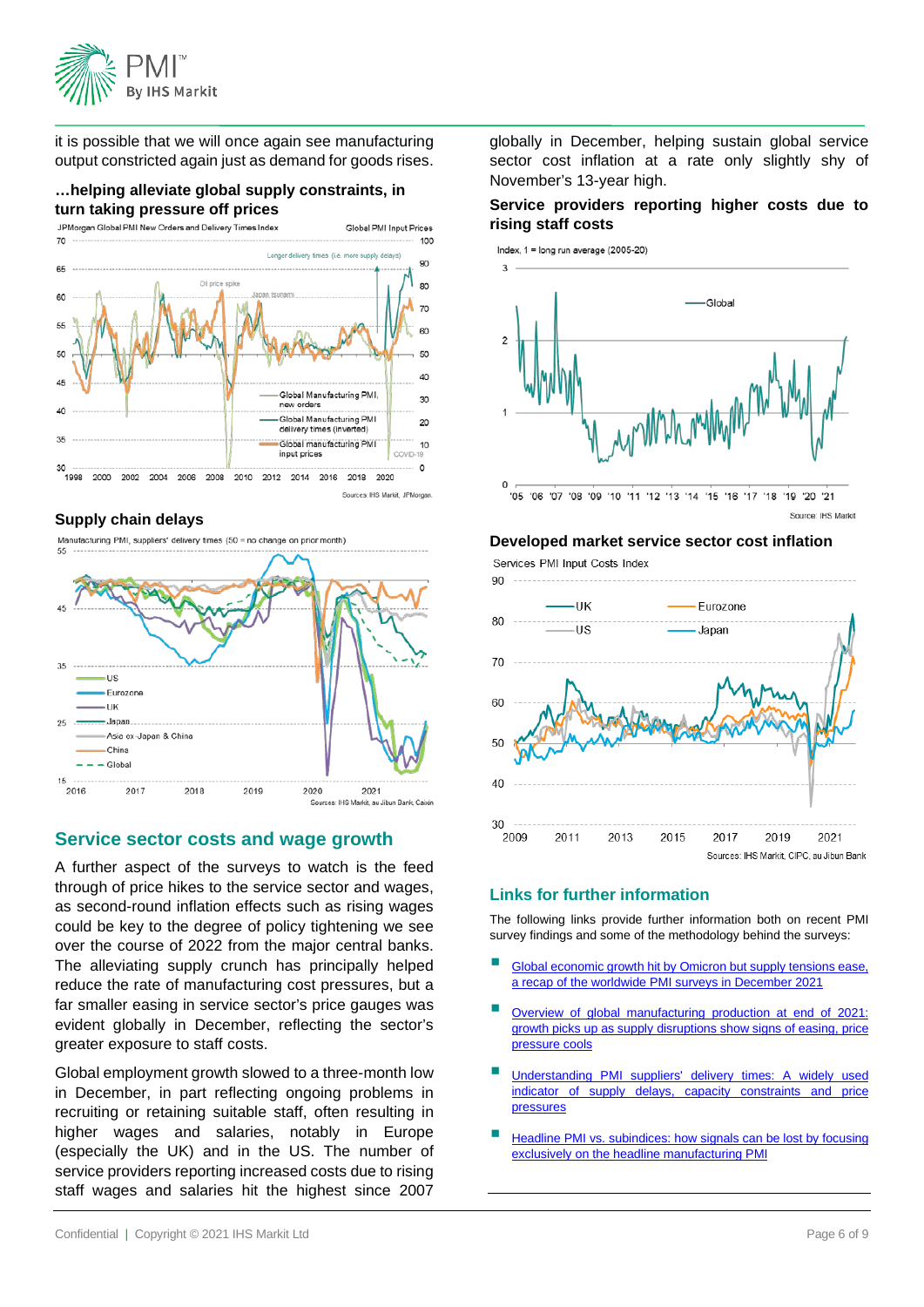it is possible that we will once again see manufacturing output constricted again just as demand for goods rises.

**…helping alleviate global supply constraints, in turn taking pressure off prices**

JPMorgan Global PMI New Orders and Delivery Times Index — Global PMI Input Prices

Sources: IHS Markit, JPMorgan.

**Supply chain delays**

Manufacturing PMI, suppliers' delivery times (50 = no change on prior month)

Sources: IHS Markit, au Jibun Bank, Caixin

## Service sector costs and wage growth

A further aspect of the surveys to watch is the feed through of price hikes to the service sector and wages, as second-round inflation effects such as rising wages could be key to the degree of policy tightening we see over the course of 2022 from the major central banks. The alleviating supply crunch has principally helped reduce the rate of manufacturing cost pressures, but a far smaller easing in service sector's price gauges was evident globally in December, reflecting the sector's greater exposure to staff costs.

Global employment growth slowed to a three-month low in December, in part reflecting ongoing problems in recruiting or retaining suitable staff, often resulting in higher wages and salaries, notably in Europe (especially the UK) and in the US. The number of service providers reporting increased costs due to rising staff wages and salaries hit the highest since 2007 globally in December, helping sustain global service sector cost inflation at a rate only slightly shy of November's 13-year high.

**Service providers reporting higher costs due to rising staff costs**

Index, 1 = long run average (2005-20)

Source: IHS Markit

**Developed market service sector cost inflation**

Services PMI Input Costs Index

Sources: IHS Markit, CIPC, au Jibun Bank

## Links for further information

The following links provide further information both on recent PMI survey findings and some of the methodology behind the surveys:

- Global economic growth hit by Omicron but supply tensions ease, a recap of the worldwide PMI surveys in December 2021
- Overview of global manufacturing production at end of 2021: growth picks up as supply disruptions show signs of easing, price pressure cools
- Understanding PMI suppliers' delivery times: A widely used indicator of supply delays, capacity constraints and price pressures
- Headline PMI vs. subindices: how signals can be lost by focusing exclusively on the headline manufacturing PMI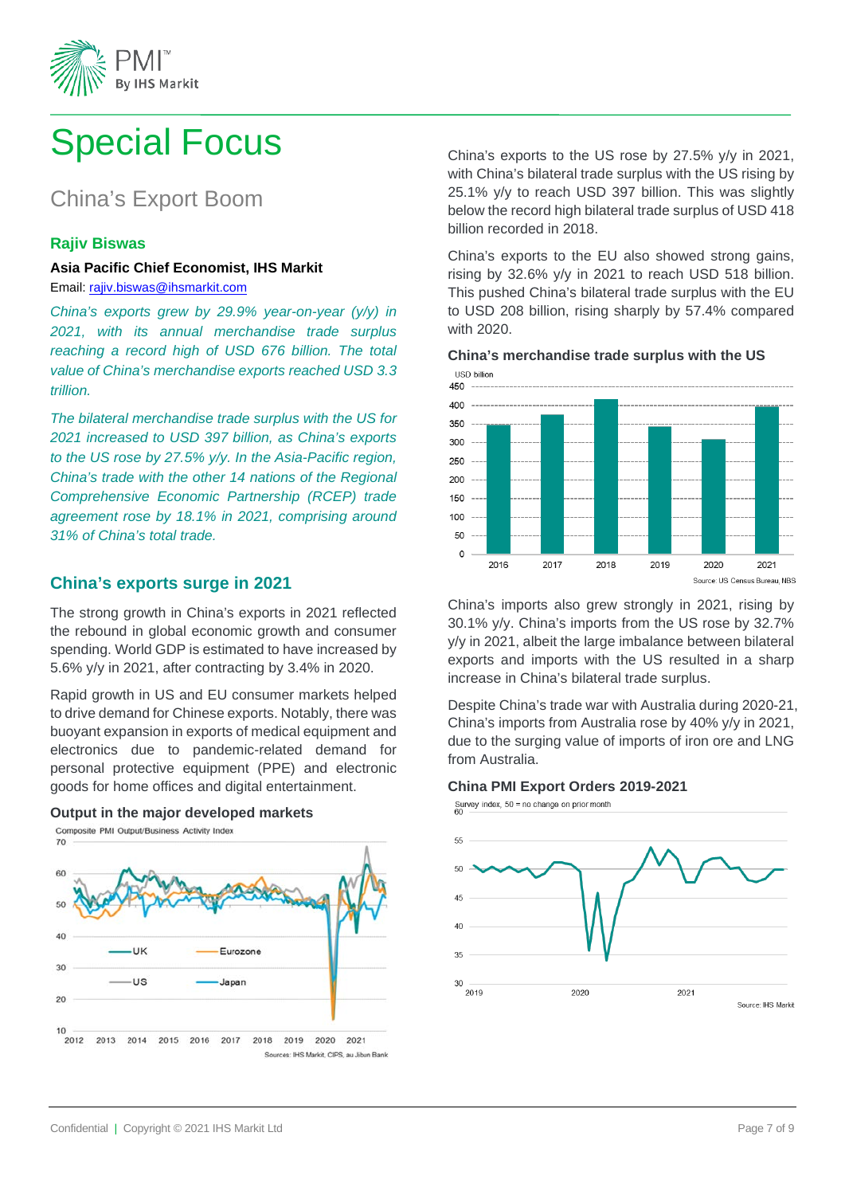# Special Focus

## China's Export Boom

**Rajiv Biswas**

**Asia Pacific Chief Economist, IHS Markit**

Email: rajiv.biswas@ihsmarkit.com

*China's exports grew by 29.9% year-on-year (y/y) in 2021, with its annual merchandise trade surplus reaching a record high of USD 676 billion. The total value of China's merchandise exports reached USD 3.3 trillion.*

*The bilateral merchandise trade surplus with the US for 2021 increased to USD 397 billion, as China's exports to the US rose by 27.5% y/y. In the Asia-Pacific region, China's trade with the other 14 nations of the Regional Comprehensive Economic Partnership (RCEP) trade agreement rose by 18.1% in 2021, comprising around 31% of China's total trade.*

### China's exports surge in 2021

The strong growth in China's exports in 2021 reflected the rebound in global economic growth and consumer spending. World GDP is estimated to have increased by 5.6% y/y in 2021, after contracting by 3.4% in 2020.

Rapid growth in US and EU consumer markets helped to drive demand for Chinese exports. Notably, there was buoyant expansion in exports of medical equipment and electronics due to pandemic-related demand for personal protective equipment (PPE) and electronic goods for home offices and digital entertainment.

**Output in the major developed markets**

Composite PMI Output/Business Activity Index

Sources: IHS Markit, CIPS, au Jibun Bank

China's exports to the US rose by 27.5% y/y in 2021, with China's bilateral trade surplus with the US rising by 25.1% y/y to reach USD 397 billion. This was slightly below the record high bilateral trade surplus of USD 418 billion recorded in 2018.

China's exports to the EU also showed strong gains, rising by 32.6% y/y in 2021 to reach USD 518 billion. This pushed China's bilateral trade surplus with the EU to USD 208 billion, rising sharply by 57.4% compared with 2020.

**China's merchandise trade surplus with the US**

USD billion

Source: US Census Bureau, NBS

China's imports also grew strongly in 2021, rising by 30.1% y/y. China's imports from the US rose by 32.7% y/y in 2021, albeit the large imbalance between bilateral exports and imports with the US resulted in a sharp increase in China's bilateral trade surplus.

Despite China's trade war with Australia during 2020-21, China's imports from Australia rose by 40% y/y in 2021, due to the surging value of imports of iron ore and LNG from Australia.

**China PMI Export Orders 2019-2021**

Survey index, 50 = no change on prior month

Source: IHS Markit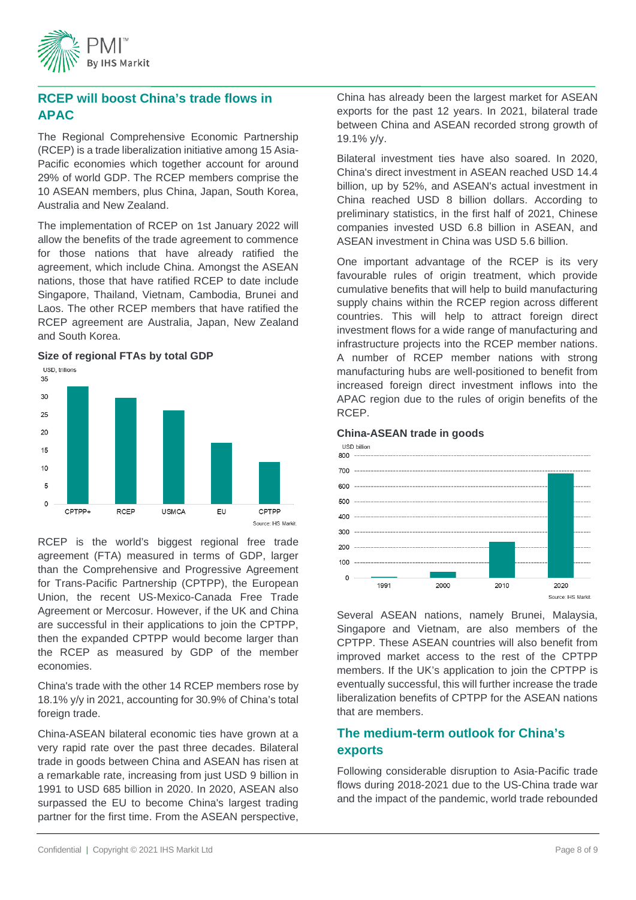## RCEP will boost China's trade flows in APAC

The Regional Comprehensive Economic Partnership (RCEP) is a trade liberalization initiative among 15 Asia-Pacific economies which together account for around 29% of world GDP. The RCEP members comprise the 10 ASEAN members, plus China, Japan, South Korea, Australia and New Zealand.

The implementation of RCEP on 1st January 2022 will allow the benefits of the trade agreement to commence for those nations that have already ratified the agreement, which include China. Amongst the ASEAN nations, those that have ratified RCEP to date include Singapore, Thailand, Vietnam, Cambodia, Brunei and Laos. The other RCEP members that have ratified the RCEP agreement are Australia, Japan, New Zealand and South Korea.

**Size of regional FTAs by total GDP**

USD, trillions

| FTA | Approx. total GDP (USD, trillions) |
|---|---|
| CPTPP+ | ~33 |
| RCEP | ~30 |
| USMCA | ~26 |
| EU | ~17 |
| CPTPP | ~12 |

Source: IHS Markit.

RCEP is the world's biggest regional free trade agreement (FTA) measured in terms of GDP, larger than the Comprehensive and Progressive Agreement for Trans-Pacific Partnership (CPTPP), the European Union, the recent US-Mexico-Canada Free Trade Agreement or Mercosur. However, if the UK and China are successful in their applications to join the CPTPP, then the expanded CPTPP would become larger than the RCEP as measured by GDP of the member economies.

China's trade with the other 14 RCEP members rose by 18.1% y/y in 2021, accounting for 30.9% of China's total foreign trade.

China-ASEAN bilateral economic ties have grown at a very rapid rate over the past three decades. Bilateral trade in goods between China and ASEAN has risen at a remarkable rate, increasing from just USD 9 billion in 1991 to USD 685 billion in 2020. In 2020, ASEAN also surpassed the EU to become China's largest trading partner for the first time. From the ASEAN perspective, China has already been the largest market for ASEAN exports for the past 12 years. In 2021, bilateral trade between China and ASEAN recorded strong growth of 19.1% y/y.

Bilateral investment ties have also soared. In 2020, China's direct investment in ASEAN reached USD 14.4 billion, up by 52%, and ASEAN's actual investment in China reached USD 8 billion dollars. According to preliminary statistics, in the first half of 2021, Chinese companies invested USD 6.8 billion in ASEAN, and ASEAN investment in China was USD 5.6 billion.

One important advantage of the RCEP is its very favourable rules of origin treatment, which provide cumulative benefits that will help to build manufacturing supply chains within the RCEP region across different countries. This will help to attract foreign direct investment flows for a wide range of manufacturing and infrastructure projects into the RCEP member nations. A number of RCEP member nations with strong manufacturing hubs are well-positioned to benefit from increased foreign direct investment inflows into the APAC region due to the rules of origin benefits of the RCEP.

**China-ASEAN trade in goods**

USD billion

| Year | Approx. trade (USD billion) |
|---|---|
| 1991 | ~9 |
| 2000 | ~40 |
| 2010 | ~235 |
| 2020 | ~685 |

Source: IHS Markit.

Several ASEAN nations, namely Brunei, Malaysia, Singapore and Vietnam, are also members of the CPTPP. These ASEAN countries will also benefit from improved market access to the rest of the CPTPP members. If the UK's application to join the CPTPP is eventually successful, this will further increase the trade liberalization benefits of CPTPP for the ASEAN nations that are members.

## The medium-term outlook for China's exports

Following considerable disruption to Asia-Pacific trade flows during 2018-2021 due to the US-China trade war and the impact of the pandemic, world trade rebounded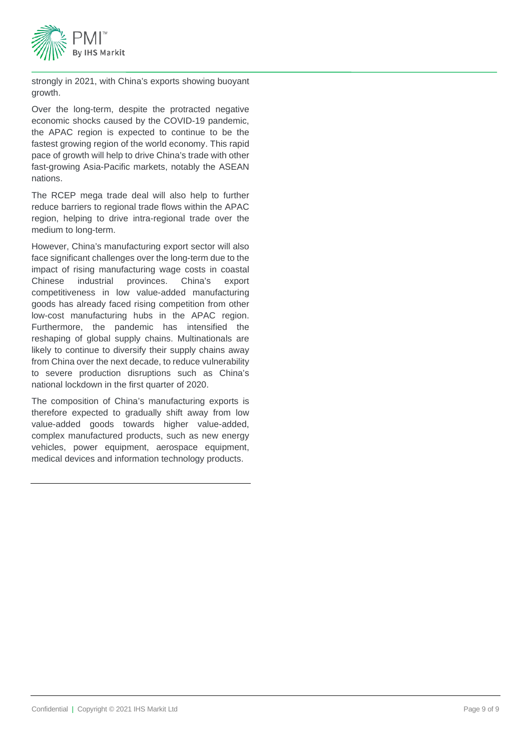strongly in 2021, with China's exports showing buoyant growth.

Over the long-term, despite the protracted negative economic shocks caused by the COVID-19 pandemic, the APAC region is expected to continue to be the fastest growing region of the world economy. This rapid pace of growth will help to drive China's trade with other fast-growing Asia-Pacific markets, notably the ASEAN nations.

The RCEP mega trade deal will also help to further reduce barriers to regional trade flows within the APAC region, helping to drive intra-regional trade over the medium to long-term.

However, China's manufacturing export sector will also face significant challenges over the long-term due to the impact of rising manufacturing wage costs in coastal Chinese industrial provinces. China's export competitiveness in low value-added manufacturing goods has already faced rising competition from other low-cost manufacturing hubs in the APAC region. Furthermore, the pandemic has intensified the reshaping of global supply chains. Multinationals are likely to continue to diversify their supply chains away from China over the next decade, to reduce vulnerability to severe production disruptions such as China's national lockdown in the first quarter of 2020.

The composition of China's manufacturing exports is therefore expected to gradually shift away from low value-added goods towards higher value-added, complex manufactured products, such as new energy vehicles, power equipment, aerospace equipment, medical devices and information technology products.